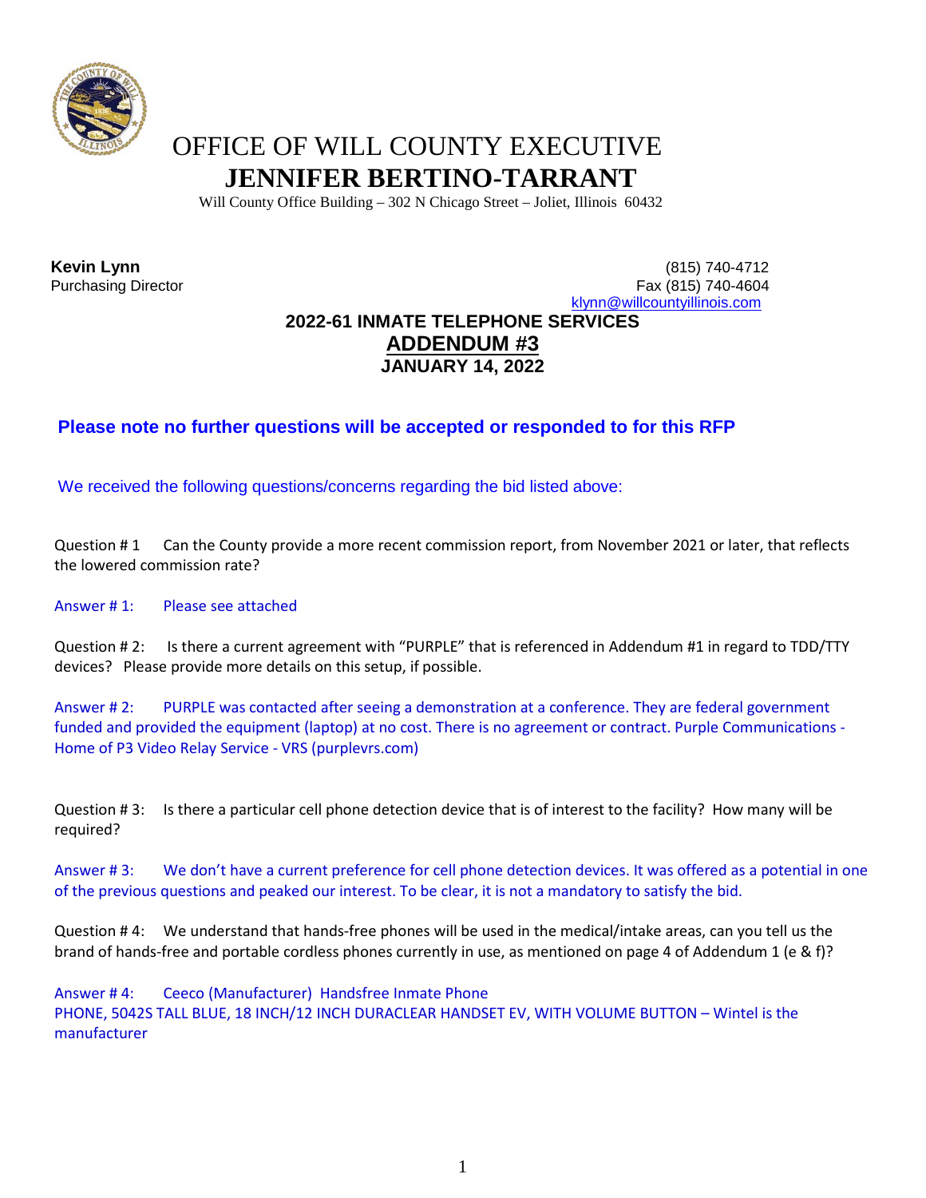# OFFICE OF WILL COUNTY EXECUTIVE

# JENNIFER BERTINO-TARRANT

Will County Office Building – 302 N Chicago Street – Joliet, Illinois 60432

**Kevin Lynn**
Purchasing Director

(815) 740-4712
Fax (815) 740-4604
klynn@willcountyillinois.com

## 2022-61 INMATE TELEPHONE SERVICES

## ADDENDUM #3

## JANUARY 14, 2022

**Please note no further questions will be accepted or responded to for this RFP**

We received the following questions/concerns regarding the bid listed above:

Question # 1 Can the County provide a more recent commission report, from November 2021 or later, that reflects the lowered commission rate?

Answer # 1: Please see attached

Question # 2: Is there a current agreement with "PURPLE" that is referenced in Addendum #1 in regard to TDD/TTY devices? Please provide more details on this setup, if possible.

Answer # 2: PURPLE was contacted after seeing a demonstration at a conference. They are federal government funded and provided the equipment (laptop) at no cost. There is no agreement or contract. Purple Communications - Home of P3 Video Relay Service - VRS (purplevrs.com)

Question # 3: Is there a particular cell phone detection device that is of interest to the facility? How many will be required?

Answer # 3: We don't have a current preference for cell phone detection devices. It was offered as a potential in one of the previous questions and peaked our interest. To be clear, it is not a mandatory to satisfy the bid.

Question # 4: We understand that hands-free phones will be used in the medical/intake areas, can you tell us the brand of hands-free and portable cordless phones currently in use, as mentioned on page 4 of Addendum 1 (e & f)?

Answer # 4: Ceeco (Manufacturer) Handsfree Inmate Phone
PHONE, 5042S TALL BLUE, 18 INCH/12 INCH DURACLEAR HANDSET EV, WITH VOLUME BUTTON – Wintel is the manufacturer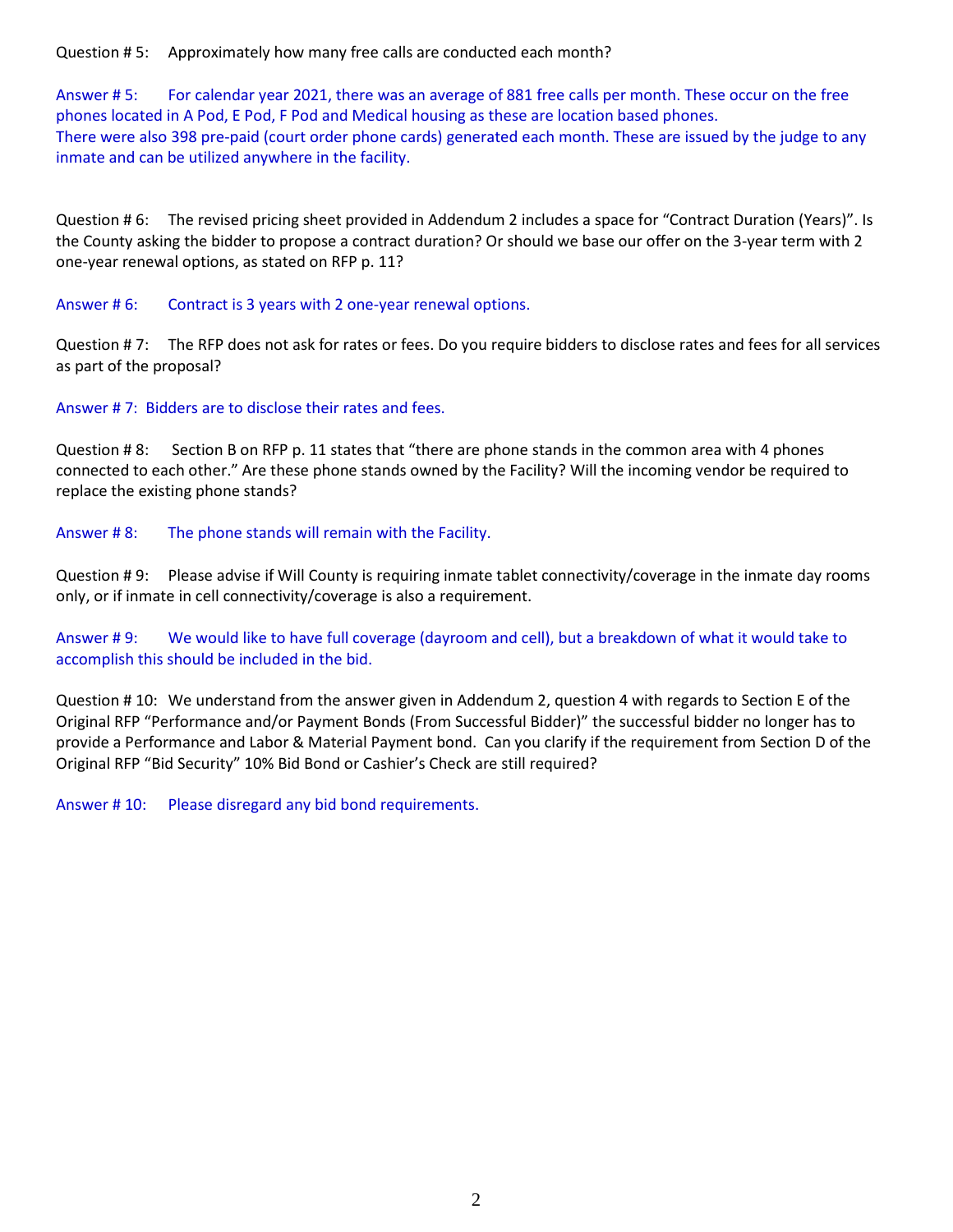Question # 5: Approximately how many free calls are conducted each month?

Answer # 5: For calendar year 2021, there was an average of 881 free calls per month. These occur on the free phones located in A Pod, E Pod, F Pod and Medical housing as these are location based phones.
There were also 398 pre-paid (court order phone cards) generated each month. These are issued by the judge to any inmate and can be utilized anywhere in the facility.

Question # 6: The revised pricing sheet provided in Addendum 2 includes a space for "Contract Duration (Years)". Is the County asking the bidder to propose a contract duration? Or should we base our offer on the 3-year term with 2 one-year renewal options, as stated on RFP p. 11?

Answer # 6: Contract is 3 years with 2 one-year renewal options.

Question # 7: The RFP does not ask for rates or fees. Do you require bidders to disclose rates and fees for all services as part of the proposal?

Answer # 7: Bidders are to disclose their rates and fees.

Question # 8: Section B on RFP p. 11 states that "there are phone stands in the common area with 4 phones connected to each other." Are these phone stands owned by the Facility? Will the incoming vendor be required to replace the existing phone stands?

Answer # 8: The phone stands will remain with the Facility.

Question # 9: Please advise if Will County is requiring inmate tablet connectivity/coverage in the inmate day rooms only, or if inmate in cell connectivity/coverage is also a requirement.

Answer # 9: We would like to have full coverage (dayroom and cell), but a breakdown of what it would take to accomplish this should be included in the bid.

Question # 10: We understand from the answer given in Addendum 2, question 4 with regards to Section E of the Original RFP "Performance and/or Payment Bonds (From Successful Bidder)" the successful bidder no longer has to provide a Performance and Labor & Material Payment bond. Can you clarify if the requirement from Section D of the Original RFP "Bid Security" 10% Bid Bond or Cashier's Check are still required?

Answer # 10: Please disregard any bid bond requirements.